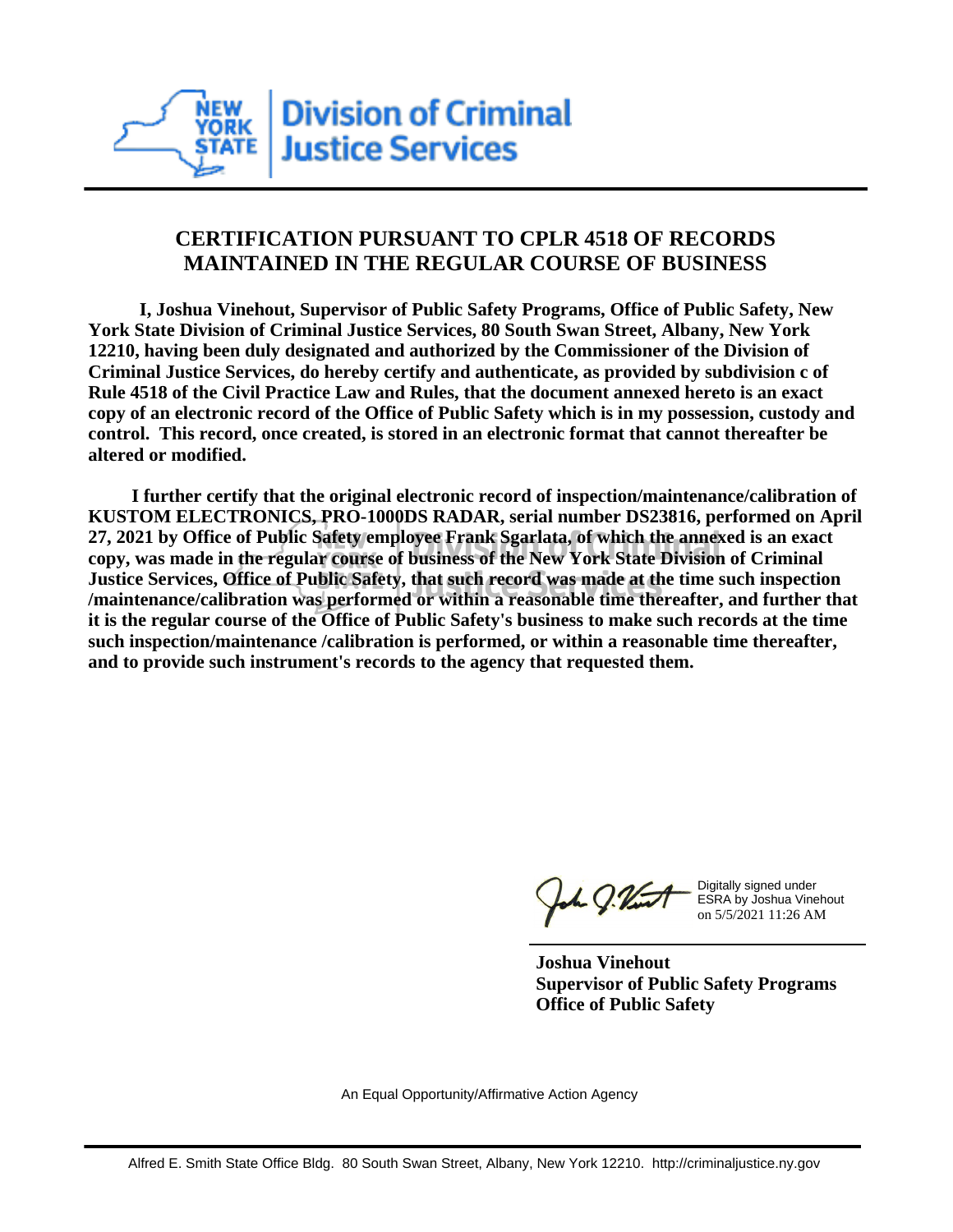**NEW YORK STATE** | **Division of Criminal Justice Services**

## CERTIFICATION PURSUANT TO CPLR 4518 OF RECORDS MAINTAINED IN THE REGULAR COURSE OF BUSINESS

**I, Joshua Vinehout, Supervisor of Public Safety Programs, Office of Public Safety, New York State Division of Criminal Justice Services, 80 South Swan Street, Albany, New York 12210, having been duly designated and authorized by the Commissioner of the Division of Criminal Justice Services, do hereby certify and authenticate, as provided by subdivision c of Rule 4518 of the Civil Practice Law and Rules, that the document annexed hereto is an exact copy of an electronic record of the Office of Public Safety which is in my possession, custody and control. This record, once created, is stored in an electronic format that cannot thereafter be altered or modified.**

**I further certify that the original electronic record of inspection/maintenance/calibration of KUSTOM ELECTRONICS, PRO-1000DS RADAR, serial number DS23816, performed on April 27, 2021 by Office of Public Safety employee Frank Sgarlata, of which the annexed is an exact copy, was made in the regular course of business of the New York State Division of Criminal Justice Services, Office of Public Safety, that such record was made at the time such inspection /maintenance/calibration was performed or within a reasonable time thereafter, and further that it is the regular course of the Office of Public Safety's business to make such records at the time such inspection/maintenance /calibration is performed, or within a reasonable time thereafter, and to provide such instrument's records to the agency that requested them.**

Digitally signed under ESRA by Joshua Vinehout on 5/5/2021 11:26 AM

**Joshua Vinehout**
**Supervisor of Public Safety Programs**
**Office of Public Safety**

An Equal Opportunity/Affirmative Action Agency

Alfred E. Smith State Office Bldg. 80 South Swan Street, Albany, New York 12210. http://criminaljustice.ny.gov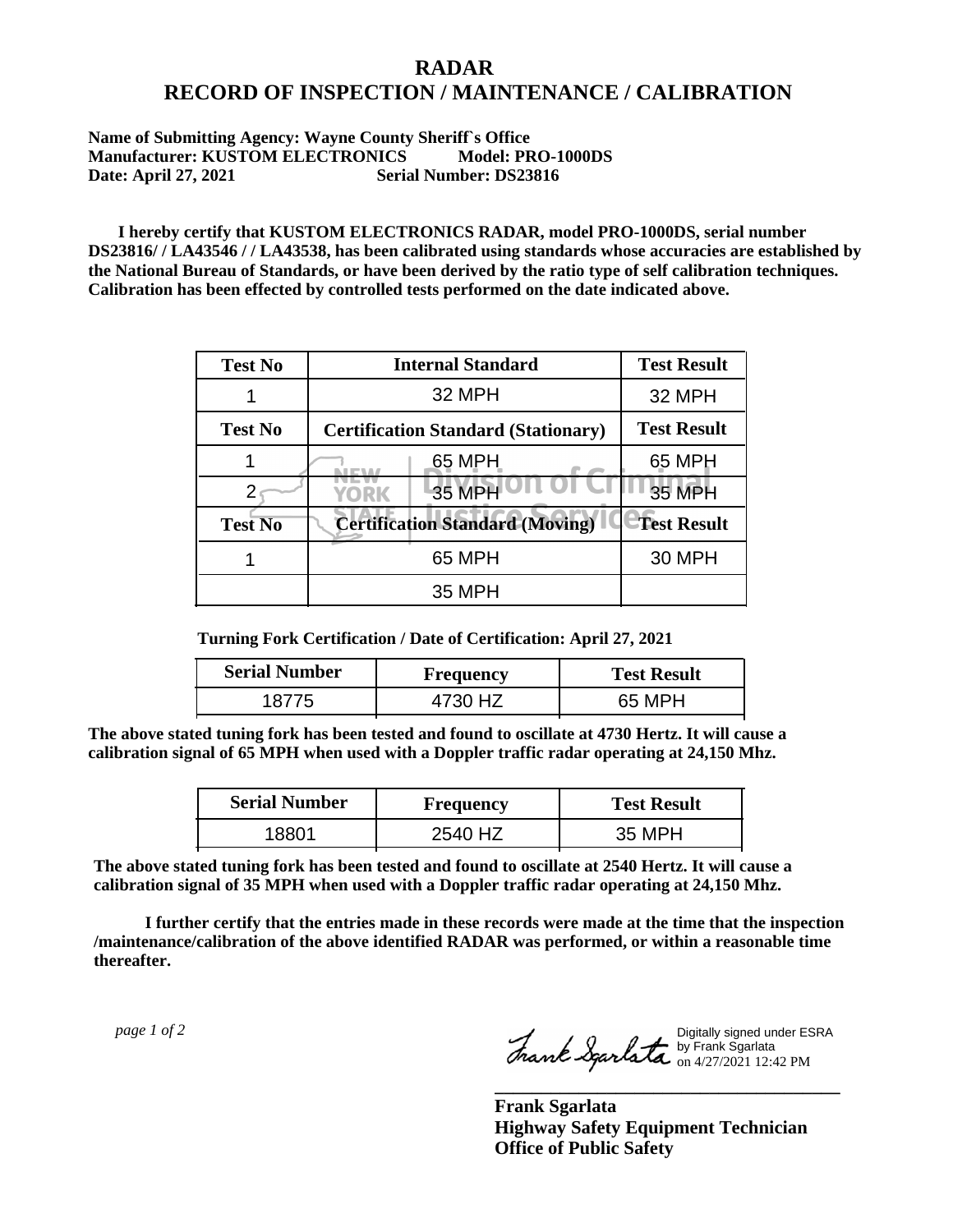# RADAR
# RECORD OF INSPECTION / MAINTENANCE / CALIBRATION

**Name of Submitting Agency: Wayne County Sheriff`s Office**
**Manufacturer: KUSTOM ELECTRONICS Model: PRO-1000DS**
**Date: April 27, 2021 Serial Number: DS23816**

**I hereby certify that KUSTOM ELECTRONICS RADAR, model PRO-1000DS, serial number DS23816/ / LA43546 / / LA43538, has been calibrated using standards whose accuracies are established by the National Bureau of Standards, or have been derived by the ratio type of self calibration techniques. Calibration has been effected by controlled tests performed on the date indicated above.**

| Test No | Internal Standard | Test Result |
|---|---|---|
| 1 | 32 MPH | 32 MPH |
| **Test No** | **Certification Standard (Stationary)** | **Test Result** |
| 1 | 65 MPH | 65 MPH |
| 2 | 35 MPH | 35 MPH |
| **Test No** | **Certification Standard (Moving)** | **Test Result** |
| 1 | 65 MPH | 30 MPH |
| | 35 MPH | |

**Turning Fork Certification / Date of Certification: April 27, 2021**

| Serial Number | Frequency | Test Result |
|---|---|---|
| 18775 | 4730 HZ | 65 MPH |

**The above stated tuning fork has been tested and found to oscillate at 4730 Hertz. It will cause a calibration signal of 65 MPH when used with a Doppler traffic radar operating at 24,150 Mhz.**

| Serial Number | Frequency | Test Result |
|---|---|---|
| 18801 | 2540 HZ | 35 MPH |

**The above stated tuning fork has been tested and found to oscillate at 2540 Hertz. It will cause a calibration signal of 35 MPH when used with a Doppler traffic radar operating at 24,150 Mhz.**

**I further certify that the entries made in these records were made at the time that the inspection /maintenance/calibration of the above identified RADAR was performed, or within a reasonable time thereafter.**

Digitally signed under ESRA by Frank Sgarlata on 4/27/2021 12:42 PM

**Frank Sgarlata**
**Highway Safety Equipment Technician**
**Office of Public Safety**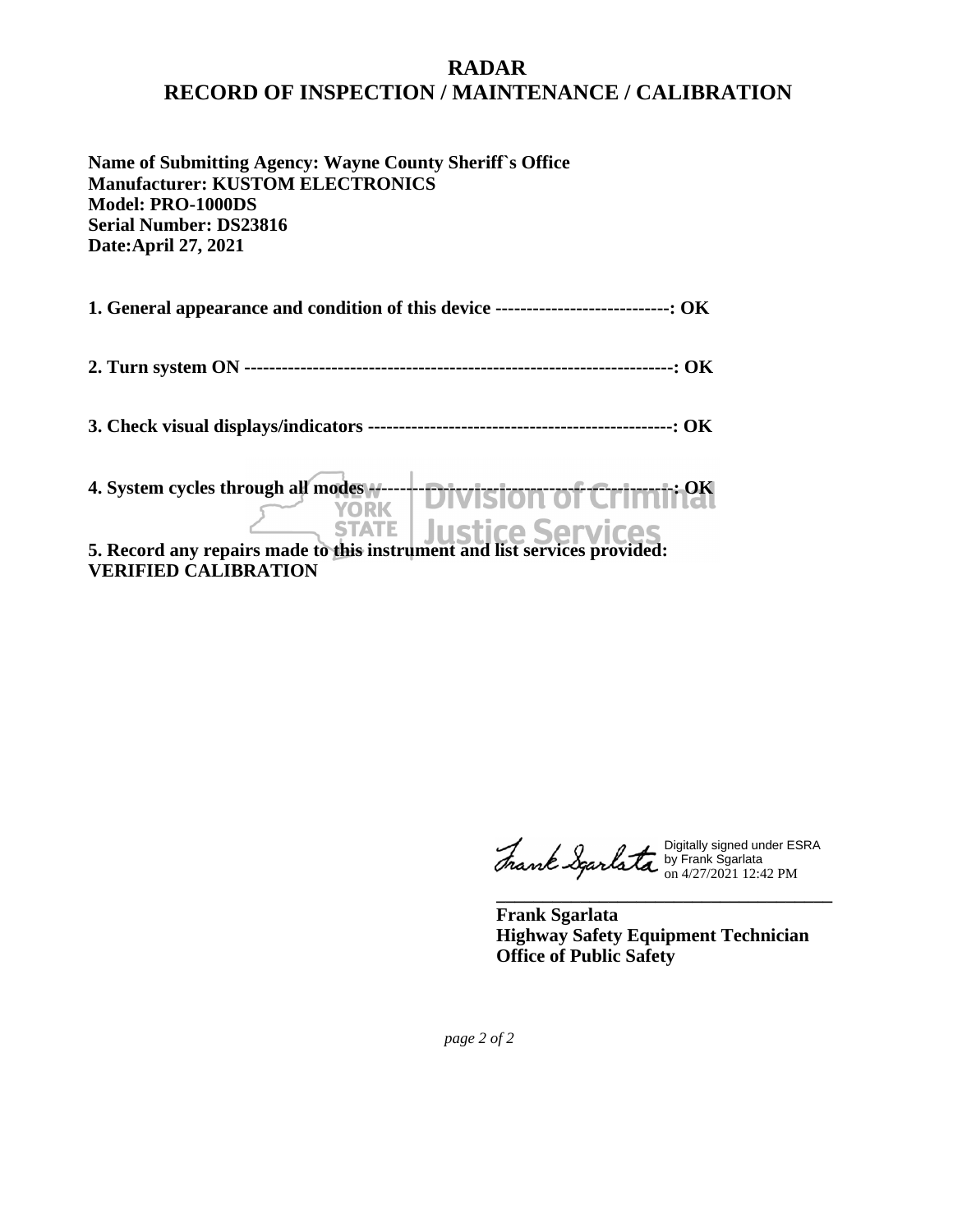# RADAR
# RECORD OF INSPECTION / MAINTENANCE / CALIBRATION

**Name of Submitting Agency: Wayne County Sheriff`s Office**
**Manufacturer: KUSTOM ELECTRONICS**
**Model: PRO-1000DS**
**Serial Number: DS23816**
**Date:April 27, 2021**

**1. General appearance and condition of this device ----------------------------: OK**

**2. Turn system ON --------------------------------------------------------------------: OK**

**3. Check visual displays/indicators -------------------------------------------------: OK**

**4. System cycles through all modes -----------------------------------------------: OK**

**5. Record any repairs made to this instrument and list services provided:**
**VERIFIED CALIBRATION**

Digitally signed under ESRA by Frank Sgarlata on 4/27/2021 12:42 PM

**Frank Sgarlata**
**Highway Safety Equipment Technician**
**Office of Public Safety**